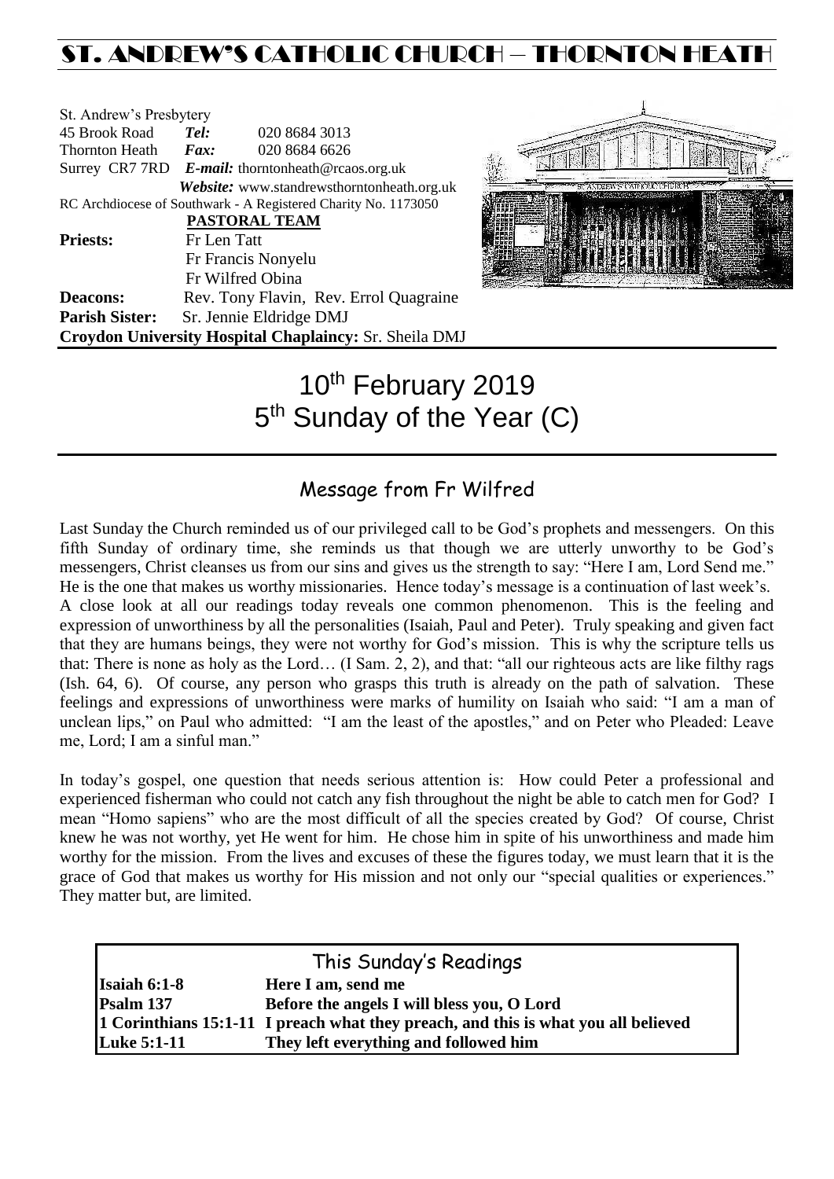# ST. ANDREW'S CATHOLIC CHURCH – THORNTON HEATH

St. Andrew's Presbytery
45 Brook Road *Tel:* 020 8684 3013
Thornton Heath *Fax:* 020 8684 6626
Surrey CR7 7RD *E-mail:* thorntonheath@rcaos.org.uk
*Website:* www.standrewsthorntonheath.org.uk
RC Archdiocese of Southwark - A Registered Charity No. 1173050

**PASTORAL TEAM**

**Priests:** Fr Len Tatt
Fr Francis Nonyelu
Fr Wilfred Obina

**Deacons:** Rev. Tony Flavin, Rev. Errol Quagraine

**Parish Sister:** Sr. Jennie Eldridge DMJ

**Croydon University Hospital Chaplaincy:** Sr. Sheila DMJ

# 10th February 2019
# 5th Sunday of the Year (C)

## Message from Fr Wilfred

Last Sunday the Church reminded us of our privileged call to be God's prophets and messengers. On this fifth Sunday of ordinary time, she reminds us that though we are utterly unworthy to be God's messengers, Christ cleanses us from our sins and gives us the strength to say: "Here I am, Lord Send me." He is the one that makes us worthy missionaries. Hence today's message is a continuation of last week's. A close look at all our readings today reveals one common phenomenon. This is the feeling and expression of unworthiness by all the personalities (Isaiah, Paul and Peter). Truly speaking and given fact that they are humans beings, they were not worthy for God's mission. This is why the scripture tells us that: There is none as holy as the Lord… (I Sam. 2, 2), and that: "all our righteous acts are like filthy rags (Ish. 64, 6). Of course, any person who grasps this truth is already on the path of salvation. These feelings and expressions of unworthiness were marks of humility on Isaiah who said: "I am a man of unclean lips," on Paul who admitted: "I am the least of the apostles," and on Peter who Pleaded: Leave me, Lord; I am a sinful man."

In today's gospel, one question that needs serious attention is: How could Peter a professional and experienced fisherman who could not catch any fish throughout the night be able to catch men for God? I mean "Homo sapiens" who are the most difficult of all the species created by God? Of course, Christ knew he was not worthy, yet He went for him. He chose him in spite of his unworthiness and made him worthy for the mission. From the lives and excuses of these the figures today, we must learn that it is the grace of God that makes us worthy for His mission and not only our "special qualities or experiences." They matter but, are limited.

## This Sunday's Readings

| | |
|---|---|
| **Isaiah 6:1-8** | **Here I am, send me** |
| **Psalm 137** | **Before the angels I will bless you, O Lord** |
| **1 Corinthians 15:1-11** | **I preach what they preach, and this is what you all believed** |
| **Luke 5:1-11** | **They left everything and followed him** |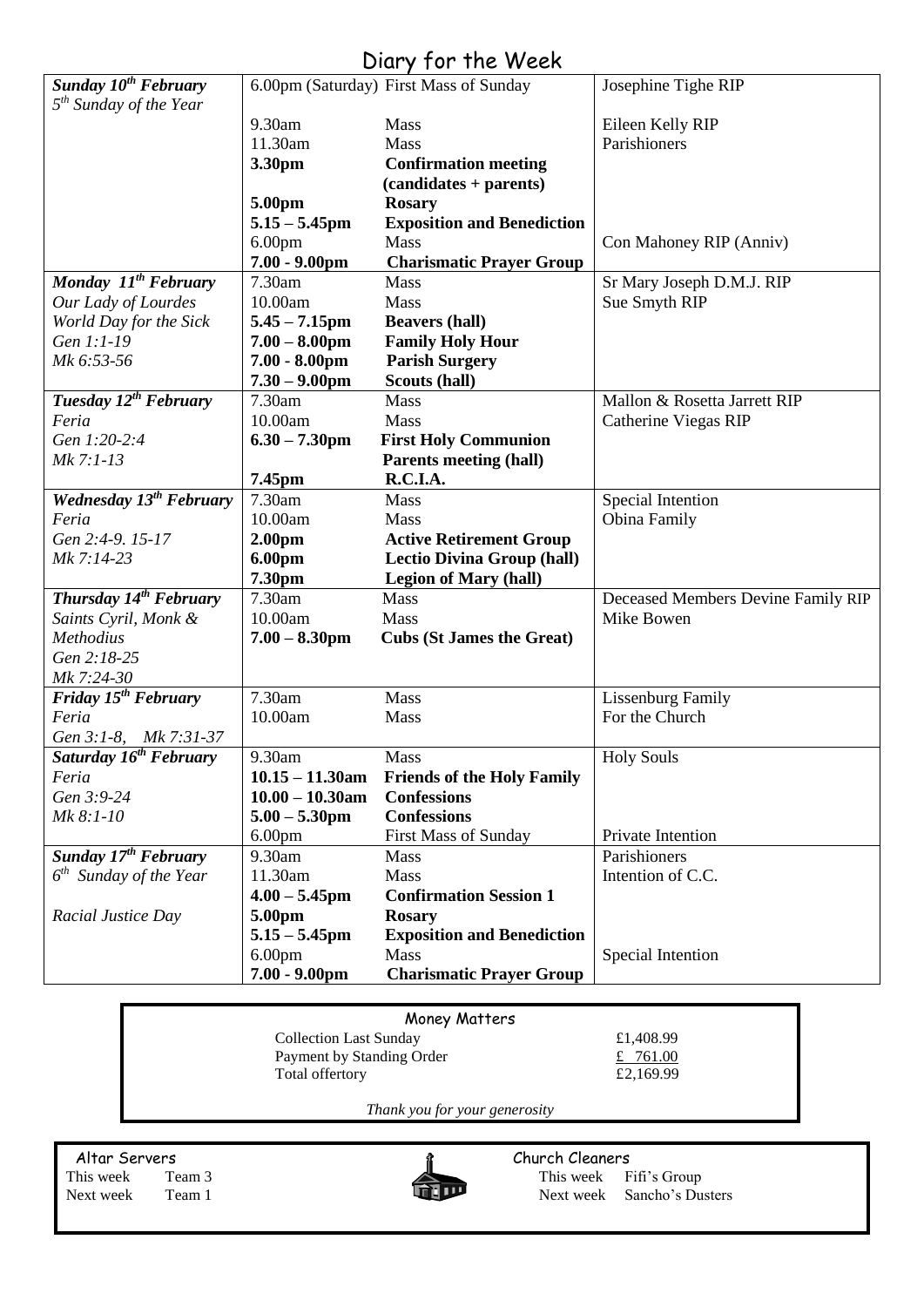# Diary for the Week

| Day | Time | Event | Intention |
|---|---|---|---|
| ***Sunday 10th February*** *5th Sunday of the Year* | 6.00pm (Saturday) | First Mass of Sunday | Josephine Tighe RIP |
| | 9.30am | Mass | Eileen Kelly RIP |
| | 11.30am | Mass | Parishioners |
| | **3.30pm** | **Confirmation meeting (candidates + parents)** | |
| | **5.00pm** | **Rosary** | |
| | **5.15 – 5.45pm** | **Exposition and Benediction** | |
| | 6.00pm | Mass | Con Mahoney RIP (Anniv) |
| | **7.00 - 9.00pm** | **Charismatic Prayer Group** | |
| ***Monday 11th February*** *Our Lady of Lourdes* *World Day for the Sick* *Gen 1:1-19* *Mk 6:53-56* | 7.30am | Mass | Sr Mary Joseph D.M.J. RIP |
| | 10.00am | Mass | Sue Smyth RIP |
| | **5.45 – 7.15pm** | **Beavers (hall)** | |
| | **7.00 – 8.00pm** | **Family Holy Hour** | |
| | **7.00 - 8.00pm** | **Parish Surgery** | |
| | **7.30 – 9.00pm** | **Scouts (hall)** | |
| ***Tuesday 12th February*** *Feria* *Gen 1:20-2:4* *Mk 7:1-13* | 7.30am | Mass | Mallon & Rosetta Jarrett RIP |
| | 10.00am | Mass | Catherine Viegas RIP |
| | **6.30 – 7.30pm** | **First Holy Communion Parents meeting (hall)** | |
| | **7.45pm** | **R.C.I.A.** | |
| ***Wednesday 13th February*** *Feria* *Gen 2:4-9. 15-17* *Mk 7:14-23* | 7.30am | Mass | Special Intention |
| | 10.00am | Mass | Obina Family |
| | **2.00pm** | **Active Retirement Group** | |
| | **6.00pm** | **Lectio Divina Group (hall)** | |
| | **7.30pm** | **Legion of Mary (hall)** | |
| ***Thursday 14th February*** *Saints Cyril, Monk & Methodius* *Gen 2:18-25* *Mk 7:24-30* | 7.30am | Mass | Deceased Members Devine Family RIP |
| | 10.00am | Mass | Mike Bowen |
| | **7.00 – 8.30pm** | **Cubs (St James the Great)** | |
| ***Friday 15th February*** *Feria* *Gen 3:1-8, Mk 7:31-37* | 7.30am | Mass | Lissenburg Family |
| | 10.00am | Mass | For the Church |
| ***Saturday 16th February*** *Feria* *Gen 3:9-24* *Mk 8:1-10* | 9.30am | Mass | Holy Souls |
| | **10.15 – 11.30am** | **Friends of the Holy Family** | |
| | **10.00 – 10.30am** | **Confessions** | |
| | **5.00 – 5.30pm** | **Confessions** | |
| | 6.00pm | First Mass of Sunday | Private Intention |
| ***Sunday 17th February*** *6th Sunday of the Year* *Racial Justice Day* | 9.30am | Mass | Parishioners |
| | 11.30am | Mass | Intention of C.C. |
| | **4.00 – 5.45pm** | **Confirmation Session 1** | |
| | **5.00pm** | **Rosary** | |
| | **5.15 – 5.45pm** | **Exposition and Benediction** | |
| | 6.00pm | Mass | Special Intention |
| | **7.00 - 9.00pm** | **Charismatic Prayer Group** | |

## Money Matters

| | |
|---|---|
| Collection Last Sunday | £1,408.99 |
| Payment by Standing Order | £ 761.00 |
| Total offertory | £2,169.99 |

*Thank you for your generosity*

**Altar Servers**

This week Team 3
Next week Team 1

**Church Cleaners**

This week Fifi's Group
Next week Sancho's Dusters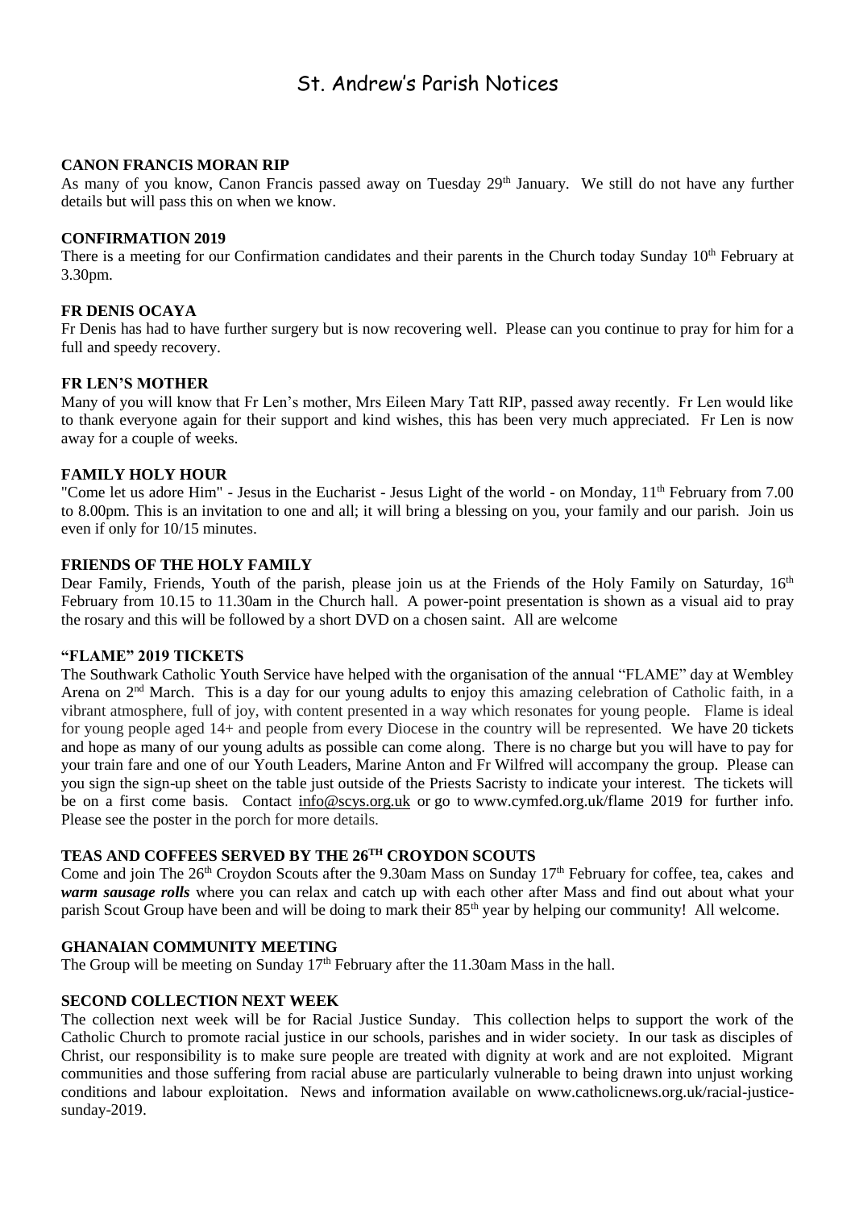# St. Andrew's Parish Notices

## CANON FRANCIS MORAN RIP

As many of you know, Canon Francis passed away on Tuesday 29th January. We still do not have any further details but will pass this on when we know.

## CONFIRMATION 2019

There is a meeting for our Confirmation candidates and their parents in the Church today Sunday 10th February at 3.30pm.

## FR DENIS OCAYA

Fr Denis has had to have further surgery but is now recovering well. Please can you continue to pray for him for a full and speedy recovery.

## FR LEN'S MOTHER

Many of you will know that Fr Len's mother, Mrs Eileen Mary Tatt RIP, passed away recently. Fr Len would like to thank everyone again for their support and kind wishes, this has been very much appreciated. Fr Len is now away for a couple of weeks.

## FAMILY HOLY HOUR

"Come let us adore Him" - Jesus in the Eucharist - Jesus Light of the world - on Monday, 11th February from 7.00 to 8.00pm. This is an invitation to one and all; it will bring a blessing on you, your family and our parish. Join us even if only for 10/15 minutes.

## FRIENDS OF THE HOLY FAMILY

Dear Family, Friends, Youth of the parish, please join us at the Friends of the Holy Family on Saturday, 16th February from 10.15 to 11.30am in the Church hall. A power-point presentation is shown as a visual aid to pray the rosary and this will be followed by a short DVD on a chosen saint. All are welcome

## "FLAME" 2019 TICKETS

The Southwark Catholic Youth Service have helped with the organisation of the annual "FLAME" day at Wembley Arena on 2nd March. This is a day for our young adults to enjoy this amazing celebration of Catholic faith, in a vibrant atmosphere, full of joy, with content presented in a way which resonates for young people. Flame is ideal for young people aged 14+ and people from every Diocese in the country will be represented. We have 20 tickets and hope as many of our young adults as possible can come along. There is no charge but you will have to pay for your train fare and one of our Youth Leaders, Marine Anton and Fr Wilfred will accompany the group. Please can you sign the sign-up sheet on the table just outside of the Priests Sacristy to indicate your interest. The tickets will be on a first come basis. Contact info@scys.org.uk or go to www.cymfed.org.uk/flame 2019 for further info. Please see the poster in the porch for more details.

## TEAS AND COFFEES SERVED BY THE 26TH CROYDON SCOUTS

Come and join The 26th Croydon Scouts after the 9.30am Mass on Sunday 17th February for coffee, tea, cakes and ***warm sausage rolls*** where you can relax and catch up with each other after Mass and find out about what your parish Scout Group have been and will be doing to mark their 85th year by helping our community! All welcome.

## GHANAIAN COMMUNITY MEETING

The Group will be meeting on Sunday 17th February after the 11.30am Mass in the hall.

## SECOND COLLECTION NEXT WEEK

The collection next week will be for Racial Justice Sunday. This collection helps to support the work of the Catholic Church to promote racial justice in our schools, parishes and in wider society. In our task as disciples of Christ, our responsibility is to make sure people are treated with dignity at work and are not exploited. Migrant communities and those suffering from racial abuse are particularly vulnerable to being drawn into unjust working conditions and labour exploitation. News and information available on www.catholicnews.org.uk/racial-justice-sunday-2019.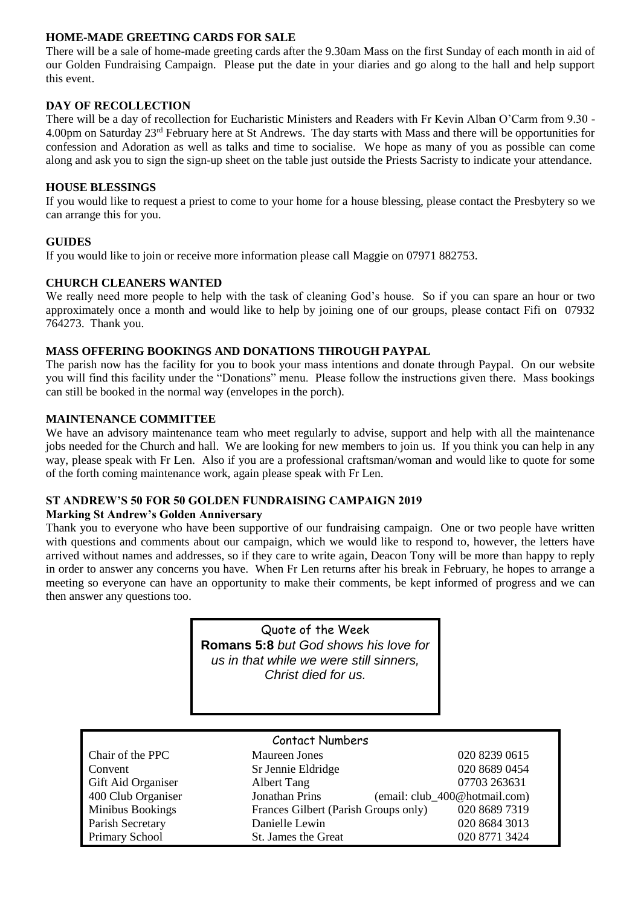### HOME-MADE GREETING CARDS FOR SALE

There will be a sale of home-made greeting cards after the 9.30am Mass on the first Sunday of each month in aid of our Golden Fundraising Campaign. Please put the date in your diaries and go along to the hall and help support this event.

### DAY OF RECOLLECTION

There will be a day of recollection for Eucharistic Ministers and Readers with Fr Kevin Alban O'Carm from 9.30 - 4.00pm on Saturday 23rd February here at St Andrews. The day starts with Mass and there will be opportunities for confession and Adoration as well as talks and time to socialise. We hope as many of you as possible can come along and ask you to sign the sign-up sheet on the table just outside the Priests Sacristy to indicate your attendance.

### HOUSE BLESSINGS

If you would like to request a priest to come to your home for a house blessing, please contact the Presbytery so we can arrange this for you.

### GUIDES

If you would like to join or receive more information please call Maggie on 07971 882753.

### CHURCH CLEANERS WANTED

We really need more people to help with the task of cleaning God's house. So if you can spare an hour or two approximately once a month and would like to help by joining one of our groups, please contact Fifi on 07932 764273. Thank you.

### MASS OFFERING BOOKINGS AND DONATIONS THROUGH PAYPAL

The parish now has the facility for you to book your mass intentions and donate through Paypal. On our website you will find this facility under the "Donations" menu. Please follow the instructions given there. Mass bookings can still be booked in the normal way (envelopes in the porch).

### MAINTENANCE COMMITTEE

We have an advisory maintenance team who meet regularly to advise, support and help with all the maintenance jobs needed for the Church and hall. We are looking for new members to join us. If you think you can help in any way, please speak with Fr Len. Also if you are a professional craftsman/woman and would like to quote for some of the forth coming maintenance work, again please speak with Fr Len.

### ST ANDREW'S 50 FOR 50 GOLDEN FUNDRAISING CAMPAIGN 2019

**Marking St Andrew's Golden Anniversary**

Thank you to everyone who have been supportive of our fundraising campaign. One or two people have written with questions and comments about our campaign, which we would like to respond to, however, the letters have arrived without names and addresses, so if they care to write again, Deacon Tony will be more than happy to reply in order to answer any concerns you have. When Fr Len returns after his break in February, he hopes to arrange a meeting so everyone can have an opportunity to make their comments, be kept informed of progress and we can then answer any questions too.

Quote of the Week

**Romans 5:8** *but God shows his love for us in that while we were still sinners, Christ died for us.*

Contact Numbers

| | | |
|---|---|---|
| Chair of the PPC | Maureen Jones | 020 8239 0615 |
| Convent | Sr Jennie Eldridge | 020 8689 0454 |
| Gift Aid Organiser | Albert Tang | 07703 263631 |
| 400 Club Organiser | Jonathan Prins | (email: club_400@hotmail.com) |
| Minibus Bookings | Frances Gilbert (Parish Groups only) | 020 8689 7319 |
| Parish Secretary | Danielle Lewin | 020 8684 3013 |
| Primary School | St. James the Great | 020 8771 3424 |